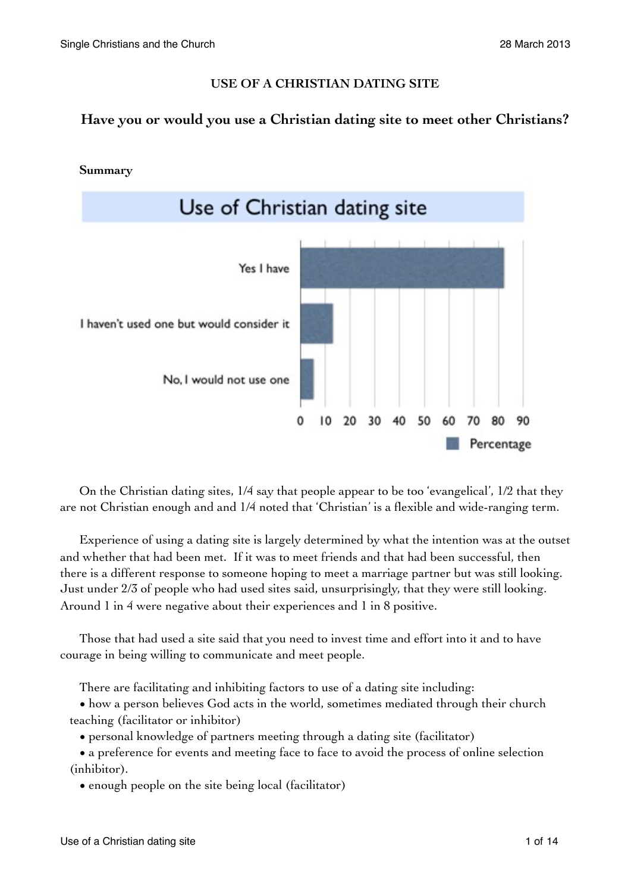## USE OF A CHRISTIAN DATING SITE

### Have you or would you use a Christian dating site to meet other Christians?

**Summary**

On the Christian dating sites, 1/4 say that people appear to be too 'evangelical', 1/2 that they are not Christian enough and and 1/4 noted that 'Christian' is a flexible and wide-ranging term.

Experience of using a dating site is largely determined by what the intention was at the outset and whether that had been met. If it was to meet friends and that had been successful, then there is a different response to someone hoping to meet a marriage partner but was still looking. Just under 2/3 of people who had used sites said, unsurprisingly, that they were still looking. Around 1 in 4 were negative about their experiences and 1 in 8 positive.

Those that had used a site said that you need to invest time and effort into it and to have courage in being willing to communicate and meet people.

There are facilitating and inhibiting factors to use of a dating site including:

- how a person believes God acts in the world, sometimes mediated through their church teaching (facilitator or inhibitor)
- personal knowledge of partners meeting through a dating site (facilitator)
- a preference for events and meeting face to face to avoid the process of online selection (inhibitor).
- enough people on the site being local (facilitator)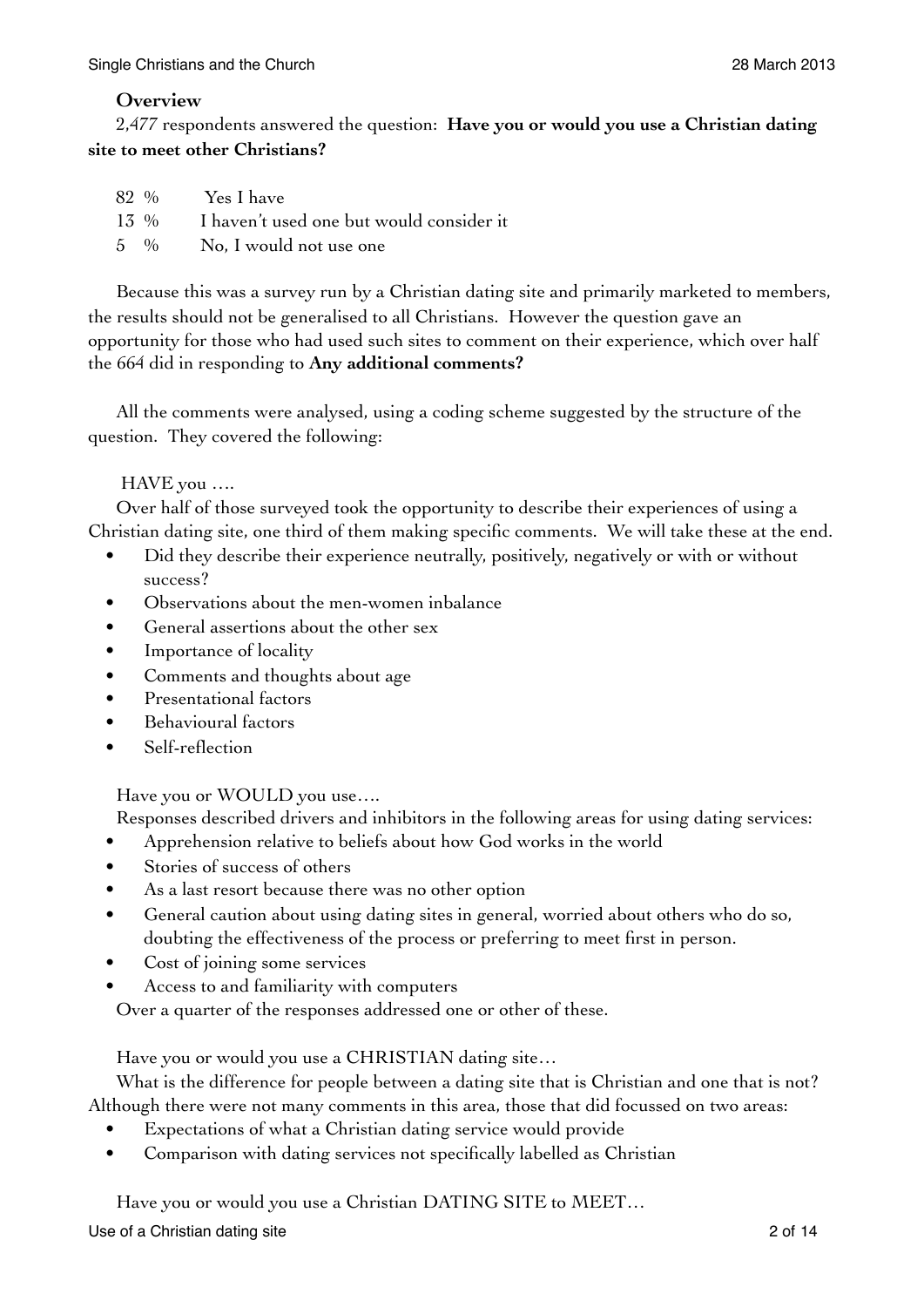**Overview**

2,477 respondents answered the question: **Have you or would you use a Christian dating site to meet other Christians?**

82 % Yes I have
13 % I haven't used one but would consider it
5 % No, I would not use one

Because this was a survey run by a Christian dating site and primarily marketed to members, the results should not be generalised to all Christians. However the question gave an opportunity for those who had used such sites to comment on their experience, which over half the 664 did in responding to **Any additional comments?**

All the comments were analysed, using a coding scheme suggested by the structure of the question. They covered the following:

HAVE you ….

Over half of those surveyed took the opportunity to describe their experiences of using a Christian dating site, one third of them making specific comments. We will take these at the end.

- Did they describe their experience neutrally, positively, negatively or with or without success?
- Observations about the men-women inbalance
- General assertions about the other sex
- Importance of locality
- Comments and thoughts about age
- Presentational factors
- Behavioural factors
- Self-reflection

Have you or WOULD you use….

Responses described drivers and inhibitors in the following areas for using dating services:

- Apprehension relative to beliefs about how God works in the world
- Stories of success of others
- As a last resort because there was no other option
- General caution about using dating sites in general, worried about others who do so, doubting the effectiveness of the process or preferring to meet first in person.
- Cost of joining some services
- Access to and familiarity with computers

Over a quarter of the responses addressed one or other of these.

Have you or would you use a CHRISTIAN dating site…

What is the difference for people between a dating site that is Christian and one that is not? Although there were not many comments in this area, those that did focussed on two areas:

- Expectations of what a Christian dating service would provide
- Comparison with dating services not specifically labelled as Christian

Have you or would you use a Christian DATING SITE to MEET…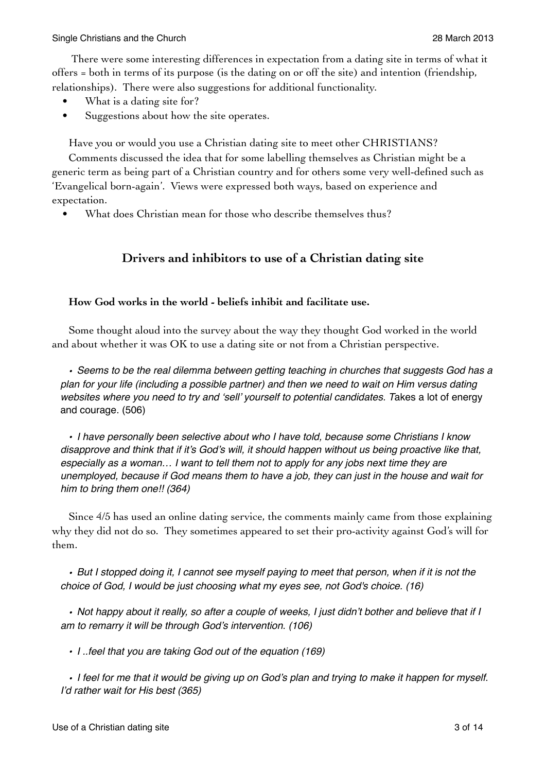There were some interesting differences in expectation from a dating site in terms of what it offers = both in terms of its purpose (is the dating on or off the site) and intention (friendship, relationships). There were also suggestions for additional functionality.

- What is a dating site for?
- Suggestions about how the site operates.

Have you or would you use a Christian dating site to meet other CHRISTIANS?

Comments discussed the idea that for some labelling themselves as Christian might be a generic term as being part of a Christian country and for others some very well-defined such as 'Evangelical born-again'. Views were expressed both ways, based on experience and expectation.

- What does Christian mean for those who describe themselves thus?

## Drivers and inhibitors to use of a Christian dating site

### How God works in the world - beliefs inhibit and facilitate use.

Some thought aloud into the survey about the way they thought God worked in the world and about whether it was OK to use a dating site or not from a Christian perspective.

- *Seems to be the real dilemma between getting teaching in churches that suggests God has a plan for your life (including a possible partner) and then we need to wait on Him versus dating websites where you need to try and 'sell' yourself to potential candidates.* Takes a lot of energy and courage. (506)

- *I have personally been selective about who I have told, because some Christians I know disapprove and think that if it's God's will, it should happen without us being proactive like that, especially as a woman… I want to tell them not to apply for any jobs next time they are unemployed, because if God means them to have a job, they can just in the house and wait for him to bring them one!! (364)*

Since 4/5 has used an online dating service, the comments mainly came from those explaining why they did not do so. They sometimes appeared to set their pro-activity against God's will for them.

- *But I stopped doing it, I cannot see myself paying to meet that person, when if it is not the choice of God, I would be just choosing what my eyes see, not God's choice. (16)*

- *Not happy about it really, so after a couple of weeks, I just didn't bother and believe that if I am to remarry it will be through God's intervention. (106)*

- *I ..feel that you are taking God out of the equation (169)*

- *I feel for me that it would be giving up on God's plan and trying to make it happen for myself. I'd rather wait for His best (365)*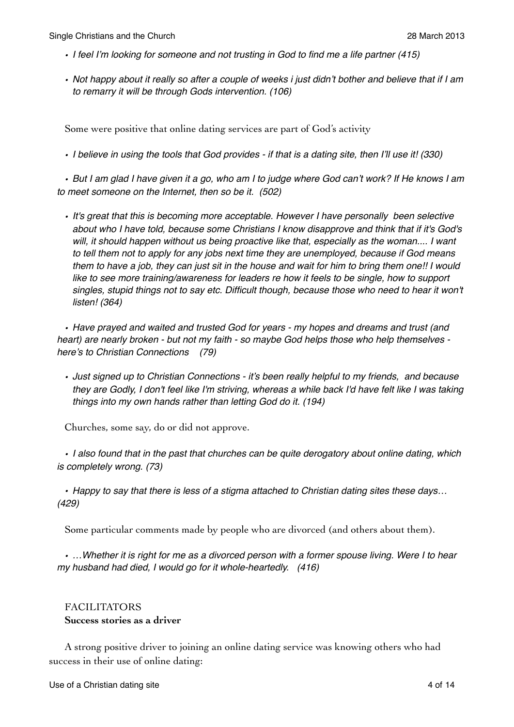- *I feel I'm looking for someone and not trusting in God to find me a life partner (415)*
- *Not happy about it really so after a couple of weeks i just didn't bother and believe that if I am to remarry it will be through Gods intervention. (106)*

Some were positive that online dating services are part of God's activity

- *I believe in using the tools that God provides - if that is a dating site, then I'll use it! (330)*
- *But I am glad I have given it a go, who am I to judge where God can't work? If He knows I am to meet someone on the Internet, then so be it. (502)*
- *It's great that this is becoming more acceptable. However I have personally been selective about who I have told, because some Christians I know disapprove and think that if it's God's will, it should happen without us being proactive like that, especially as the woman.... I want to tell them not to apply for any jobs next time they are unemployed, because if God means them to have a job, they can just sit in the house and wait for him to bring them one!! I would like to see more training/awareness for leaders re how it feels to be single, how to support singles, stupid things not to say etc. Difficult though, because those who need to hear it won't listen! (364)*
- *Have prayed and waited and trusted God for years - my hopes and dreams and trust (and heart) are nearly broken - but not my faith - so maybe God helps those who help themselves - here's to Christian Connections (79)*
- *Just signed up to Christian Connections - it's been really helpful to my friends, and because they are Godly, I don't feel like I'm striving, whereas a while back I'd have felt like I was taking things into my own hands rather than letting God do it. (194)*

Churches, some say, do or did not approve.

- *I also found that in the past that churches can be quite derogatory about online dating, which is completely wrong. (73)*
- *Happy to say that there is less of a stigma attached to Christian dating sites these days… (429)*

Some particular comments made by people who are divorced (and others about them).

- *…Whether it is right for me as a divorced person with a former spouse living. Were I to hear my husband had died, I would go for it whole-heartedly. (416)*

## FACILITATORS

### Success stories as a driver

A strong positive driver to joining an online dating service was knowing others who had success in their use of online dating: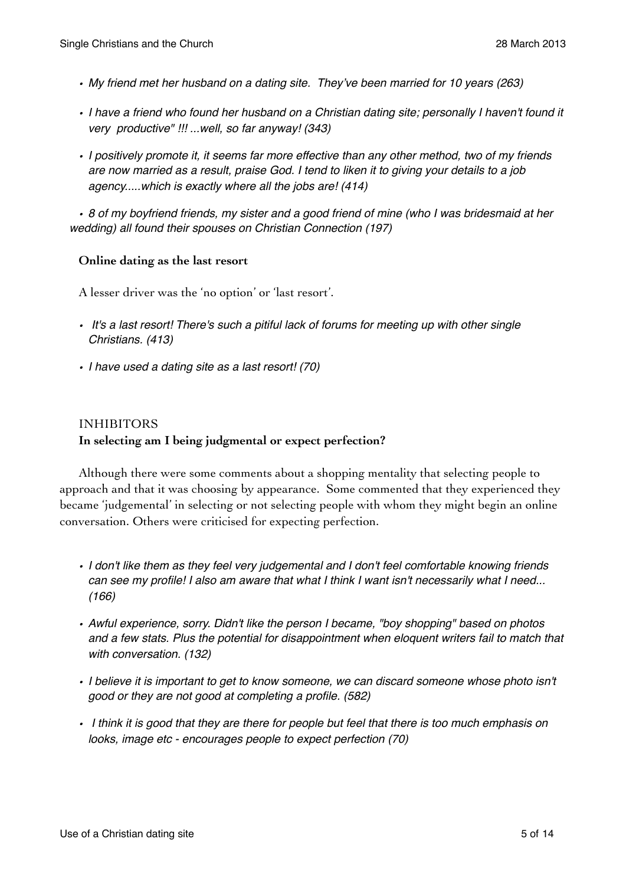- *My friend met her husband on a dating site. They've been married for 10 years (263)*
- *I have a friend who found her husband on a Christian dating site; personally I haven't found it very productive" !!! ...well, so far anyway! (343)*
- *I positively promote it, it seems far more effective than any other method, two of my friends are now married as a result, praise God. I tend to liken it to giving your details to a job agency.....which is exactly where all the jobs are! (414)*
- *8 of my boyfriend friends, my sister and a good friend of mine (who I was bridesmaid at her wedding) all found their spouses on Christian Connection (197)*

**Online dating as the last resort**

A lesser driver was the 'no option' or 'last resort'.

- *It's a last resort! There's such a pitiful lack of forums for meeting up with other single Christians. (413)*
- *I have used a dating site as a last resort! (70)*

INHIBITORS

**In selecting am I being judgmental or expect perfection?**

Although there were some comments about a shopping mentality that selecting people to approach and that it was choosing by appearance. Some commented that they experienced they became 'judgemental' in selecting or not selecting people with whom they might begin an online conversation. Others were criticised for expecting perfection.

- *I don't like them as they feel very judgemental and I don't feel comfortable knowing friends can see my profile! I also am aware that what I think I want isn't necessarily what I need... (166)*
- *Awful experience, sorry. Didn't like the person I became, "boy shopping" based on photos and a few stats. Plus the potential for disappointment when eloquent writers fail to match that with conversation. (132)*
- *I believe it is important to get to know someone, we can discard someone whose photo isn't good or they are not good at completing a profile. (582)*
- *I think it is good that they are there for people but feel that there is too much emphasis on looks, image etc - encourages people to expect perfection (70)*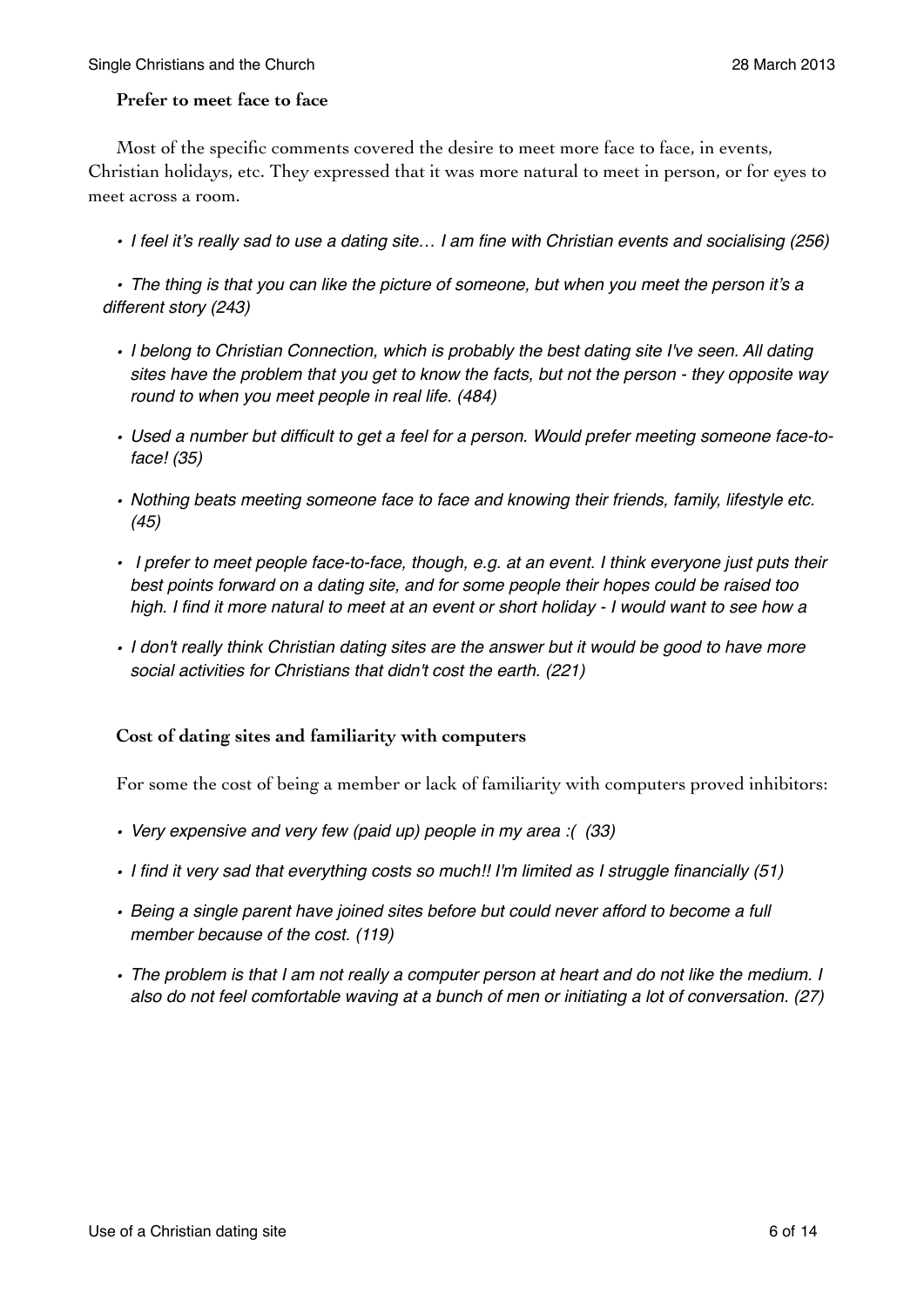### Prefer to meet face to face

Most of the specific comments covered the desire to meet more face to face, in events, Christian holidays, etc. They expressed that it was more natural to meet in person, or for eyes to meet across a room.

- *I feel it's really sad to use a dating site… I am fine with Christian events and socialising (256)*
- *The thing is that you can like the picture of someone, but when you meet the person it's a different story (243)*
- *I belong to Christian Connection, which is probably the best dating site I've seen. All dating sites have the problem that you get to know the facts, but not the person - they opposite way round to when you meet people in real life. (484)*
- *Used a number but difficult to get a feel for a person. Would prefer meeting someone face-to-face! (35)*
- *Nothing beats meeting someone face to face and knowing their friends, family, lifestyle etc. (45)*
- *I prefer to meet people face-to-face, though, e.g. at an event. I think everyone just puts their best points forward on a dating site, and for some people their hopes could be raised too high. I find it more natural to meet at an event or short holiday - I would want to see how a*
- *I don't really think Christian dating sites are the answer but it would be good to have more social activities for Christians that didn't cost the earth. (221)*

### Cost of dating sites and familiarity with computers

For some the cost of being a member or lack of familiarity with computers proved inhibitors:

- *Very expensive and very few (paid up) people in my area :( (33)*
- *I find it very sad that everything costs so much!! I'm limited as I struggle financially (51)*
- *Being a single parent have joined sites before but could never afford to become a full member because of the cost. (119)*
- *The problem is that I am not really a computer person at heart and do not like the medium. I also do not feel comfortable waving at a bunch of men or initiating a lot of conversation. (27)*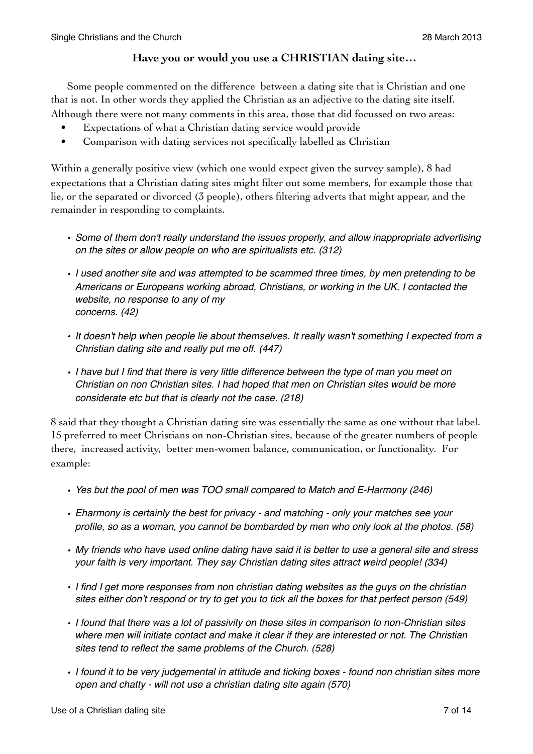### Have you or would you use a CHRISTIAN dating site…

Some people commented on the difference between a dating site that is Christian and one that is not. In other words they applied the Christian as an adjective to the dating site itself. Although there were not many comments in this area, those that did focussed on two areas:

- Expectations of what a Christian dating service would provide
- Comparison with dating services not specifically labelled as Christian

Within a generally positive view (which one would expect given the survey sample), 8 had expectations that a Christian dating sites might filter out some members, for example those that lie, or the separated or divorced (3 people), others filtering adverts that might appear, and the remainder in responding to complaints.

- *Some of them don't really understand the issues properly, and allow inappropriate advertising on the sites or allow people on who are spiritualists etc. (312)*
- *I used another site and was attempted to be scammed three times, by men pretending to be Americans or Europeans working abroad, Christians, or working in the UK. I contacted the website, no response to any of my concerns. (42)*
- *It doesn't help when people lie about themselves. It really wasn't something I expected from a Christian dating site and really put me off. (447)*
- *I have but I find that there is very little difference between the type of man you meet on Christian on non Christian sites. I had hoped that men on Christian sites would be more considerate etc but that is clearly not the case. (218)*

8 said that they thought a Christian dating site was essentially the same as one without that label. 15 preferred to meet Christians on non-Christian sites, because of the greater numbers of people there, increased activity, better men-women balance, communication, or functionality. For example:

- *Yes but the pool of men was TOO small compared to Match and E-Harmony (246)*
- *Eharmony is certainly the best for privacy - and matching - only your matches see your profile, so as a woman, you cannot be bombarded by men who only look at the photos. (58)*
- *My friends who have used online dating have said it is better to use a general site and stress your faith is very important. They say Christian dating sites attract weird people! (334)*
- *I find I get more responses from non christian dating websites as the guys on the christian sites either don't respond or try to get you to tick all the boxes for that perfect person (549)*
- *I found that there was a lot of passivity on these sites in comparison to non-Christian sites where men will initiate contact and make it clear if they are interested or not. The Christian sites tend to reflect the same problems of the Church. (528)*
- *I found it to be very judgemental in attitude and ticking boxes - found non christian sites more open and chatty - will not use a christian dating site again (570)*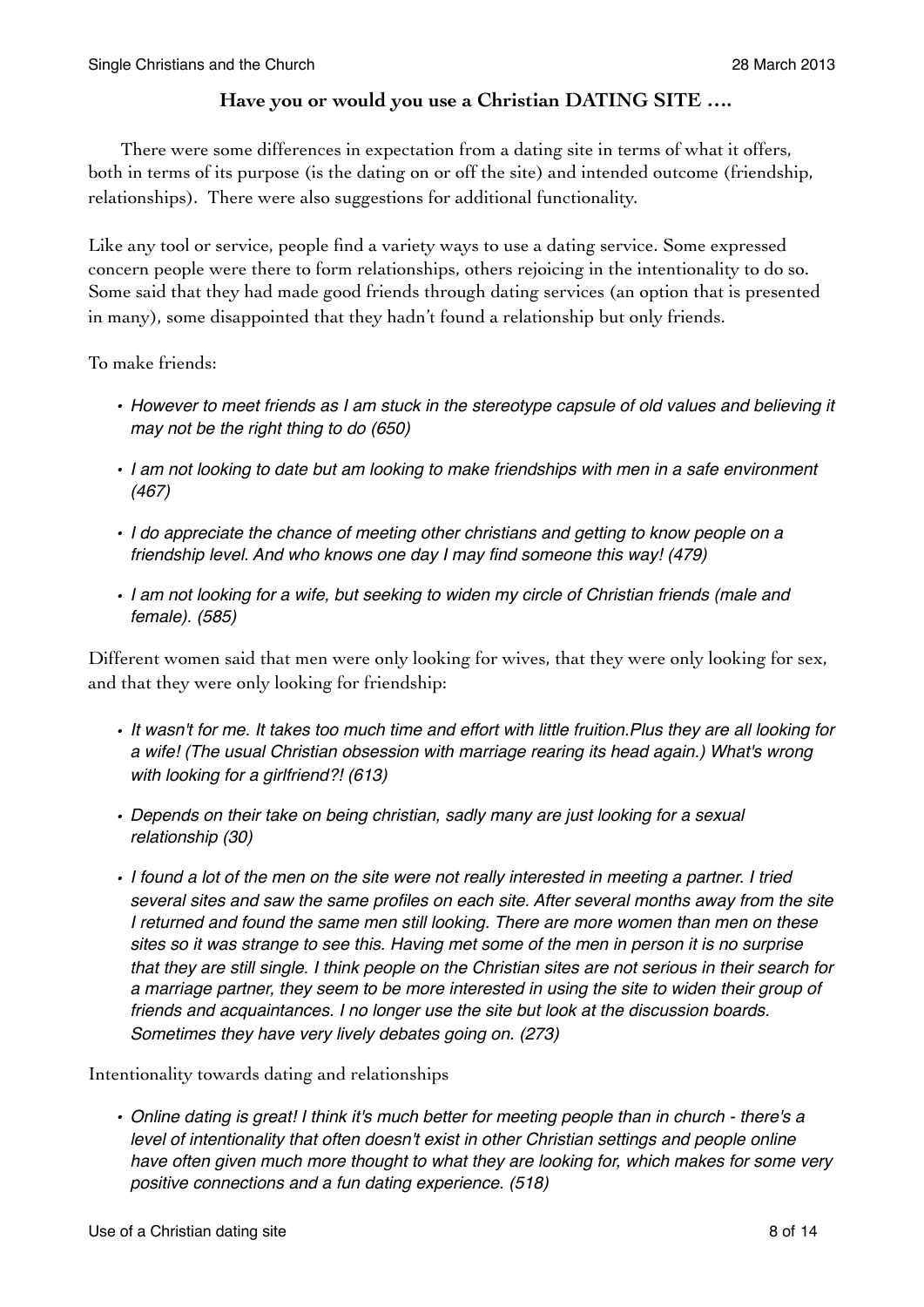## Have you or would you use a Christian DATING SITE ….

There were some differences in expectation from a dating site in terms of what it offers, both in terms of its purpose (is the dating on or off the site) and intended outcome (friendship, relationships). There were also suggestions for additional functionality.

Like any tool or service, people find a variety ways to use a dating service. Some expressed concern people were there to form relationships, others rejoicing in the intentionality to do so. Some said that they had made good friends through dating services (an option that is presented in many), some disappointed that they hadn't found a relationship but only friends.

To make friends:

- *However to meet friends as I am stuck in the stereotype capsule of old values and believing it may not be the right thing to do (650)*
- *I am not looking to date but am looking to make friendships with men in a safe environment (467)*
- *I do appreciate the chance of meeting other christians and getting to know people on a friendship level. And who knows one day I may find someone this way! (479)*
- *I am not looking for a wife, but seeking to widen my circle of Christian friends (male and female). (585)*

Different women said that men were only looking for wives, that they were only looking for sex, and that they were only looking for friendship:

- *It wasn't for me. It takes too much time and effort with little fruition.Plus they are all looking for a wife! (The usual Christian obsession with marriage rearing its head again.) What's wrong with looking for a girlfriend?! (613)*
- *Depends on their take on being christian, sadly many are just looking for a sexual relationship (30)*
- *I found a lot of the men on the site were not really interested in meeting a partner. I tried several sites and saw the same profiles on each site. After several months away from the site I returned and found the same men still looking. There are more women than men on these sites so it was strange to see this. Having met some of the men in person it is no surprise that they are still single. I think people on the Christian sites are not serious in their search for a marriage partner, they seem to be more interested in using the site to widen their group of friends and acquaintances. I no longer use the site but look at the discussion boards. Sometimes they have very lively debates going on. (273)*

Intentionality towards dating and relationships

- *Online dating is great! I think it's much better for meeting people than in church - there's a level of intentionality that often doesn't exist in other Christian settings and people online have often given much more thought to what they are looking for, which makes for some very positive connections and a fun dating experience. (518)*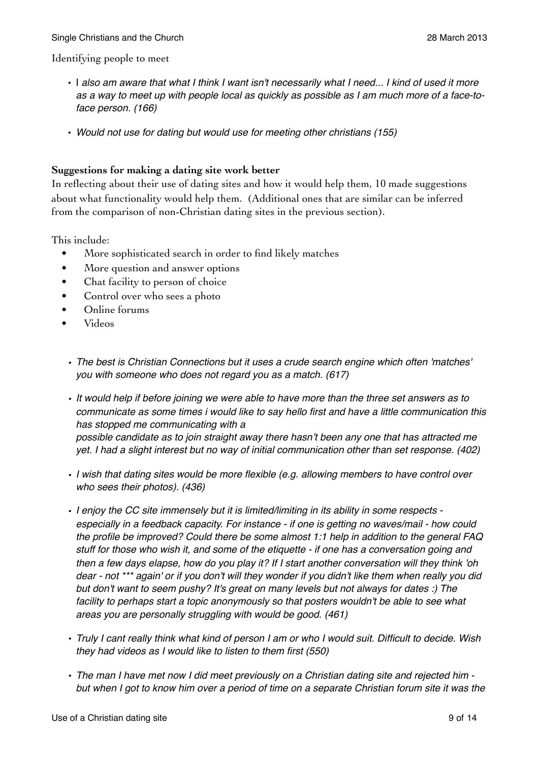Identifying people to meet

- I *also am aware that what I think I want isn't necessarily what I need... I kind of used it more as a way to meet up with people local as quickly as possible as I am much more of a face-to-face person. (166)*
- *Would not use for dating but would use for meeting other christians (155)*

**Suggestions for making a dating site work better**

In reflecting about their use of dating sites and how it would help them, 10 made suggestions about what functionality would help them. (Additional ones that are similar can be inferred from the comparison of non-Christian dating sites in the previous section).

This include:

- More sophisticated search in order to find likely matches
- More question and answer options
- Chat facility to person of choice
- Control over who sees a photo
- Online forums
- Videos

- *The best is Christian Connections but it uses a crude search engine which often 'matches' you with someone who does not regard you as a match. (617)*
- *It would help if before joining we were able to have more than the three set answers as to communicate as some times i would like to say hello first and have a little communication this has stopped me communicating with a possible candidate as to join straight away there hasn't been any one that has attracted me yet. I had a slight interest but no way of initial communication other than set response. (402)*
- *I wish that dating sites would be more flexible (e.g. allowing members to have control over who sees their photos). (436)*
- *I enjoy the CC site immensely but it is limited/limiting in its ability in some respects - especially in a feedback capacity. For instance - if one is getting no waves/mail - how could the profile be improved? Could there be some almost 1:1 help in addition to the general FAQ stuff for those who wish it, and some of the etiquette - if one has a conversation going and then a few days elapse, how do you play it? If I start another conversation will they think 'oh dear - not *** again' or if you don't will they wonder if you didn't like them when really you did but don't want to seem pushy? It's great on many levels but not always for dates :) The facility to perhaps start a topic anonymously so that posters wouldn't be able to see what areas you are personally struggling with would be good. (461)*
- *Truly I cant really think what kind of person I am or who I would suit. Difficult to decide. Wish they had videos as I would like to listen to them first (550)*
- *The man I have met now I did meet previously on a Christian dating site and rejected him - but when I got to know him over a period of time on a separate Christian forum site it was the*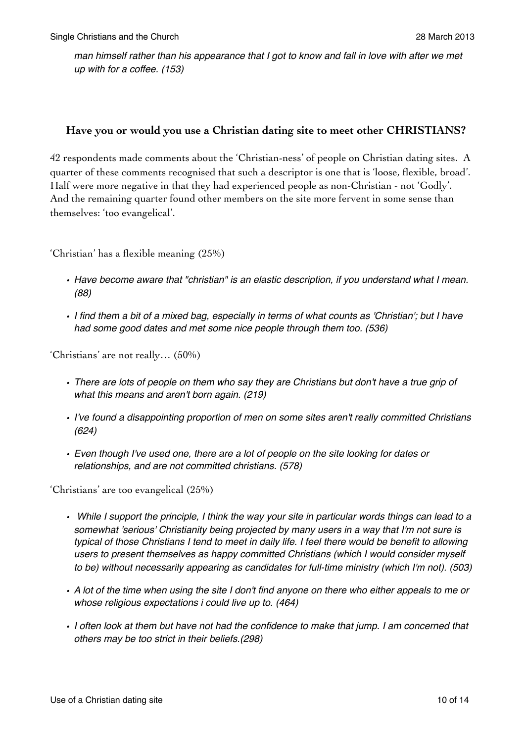*man himself rather than his appearance that I got to know and fall in love with after we met up with for a coffee. (153)*

### Have you or would you use a Christian dating site to meet other CHRISTIANS?

42 respondents made comments about the 'Christian-ness' of people on Christian dating sites. A quarter of these comments recognised that such a descriptor is one that is 'loose, flexible, broad'. Half were more negative in that they had experienced people as non-Christian - not 'Godly'. And the remaining quarter found other members on the site more fervent in some sense than themselves: 'too evangelical'.

'Christian' has a flexible meaning (25%)

- *Have become aware that "christian" is an elastic description, if you understand what I mean. (88)*
- *I find them a bit of a mixed bag, especially in terms of what counts as 'Christian'; but I have had some good dates and met some nice people through them too. (536)*

'Christians' are not really… (50%)

- *There are lots of people on them who say they are Christians but don't have a true grip of what this means and aren't born again. (219)*
- *I've found a disappointing proportion of men on some sites aren't really committed Christians (624)*
- *Even though I've used one, there are a lot of people on the site looking for dates or relationships, and are not committed christians. (578)*

'Christians' are too evangelical (25%)

- *While I support the principle, I think the way your site in particular words things can lead to a somewhat 'serious' Christianity being projected by many users in a way that I'm not sure is typical of those Christians I tend to meet in daily life. I feel there would be benefit to allowing users to present themselves as happy committed Christians (which I would consider myself to be) without necessarily appearing as candidates for full-time ministry (which I'm not). (503)*
- *A lot of the time when using the site I don't find anyone on there who either appeals to me or whose religious expectations i could live up to. (464)*
- *I often look at them but have not had the confidence to make that jump. I am concerned that others may be too strict in their beliefs.(298)*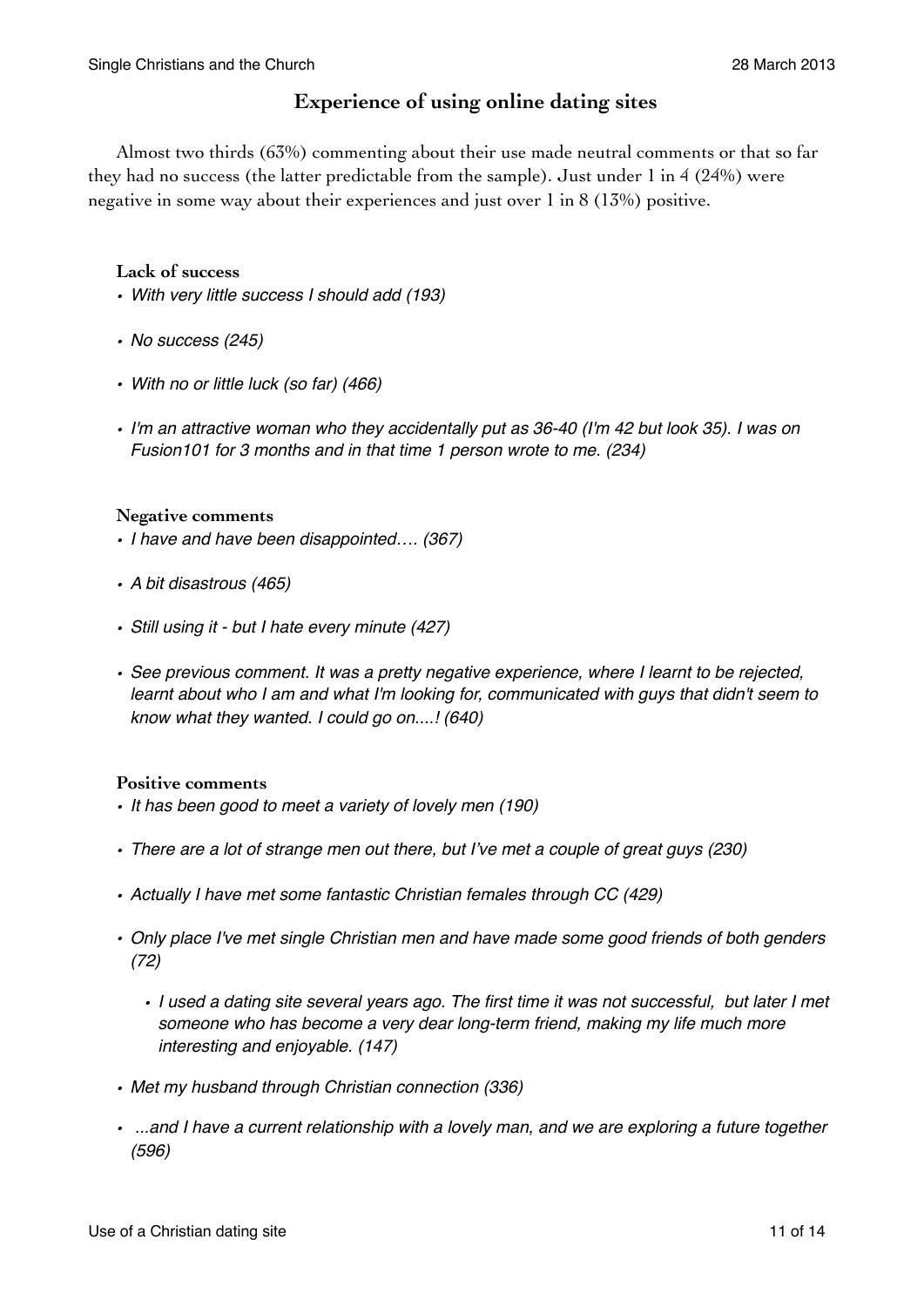## Experience of using online dating sites

Almost two thirds (63%) commenting about their use made neutral comments or that so far they had no success (the latter predictable from the sample). Just under 1 in 4 (24%) were negative in some way about their experiences and just over 1 in 8 (13%) positive.

**Lack of success**

- *With very little success I should add (193)*
- *No success (245)*
- *With no or little luck (so far) (466)*
- *I'm an attractive woman who they accidentally put as 36-40 (I'm 42 but look 35). I was on Fusion101 for 3 months and in that time 1 person wrote to me. (234)*

**Negative comments**

- *I have and have been disappointed…. (367)*
- *A bit disastrous (465)*
- *Still using it - but I hate every minute (427)*
- *See previous comment. It was a pretty negative experience, where I learnt to be rejected, learnt about who I am and what I'm looking for, communicated with guys that didn't seem to know what they wanted. I could go on....! (640)*

**Positive comments**

- *It has been good to meet a variety of lovely men (190)*
- *There are a lot of strange men out there, but I've met a couple of great guys (230)*
- *Actually I have met some fantastic Christian females through CC (429)*
- *Only place I've met single Christian men and have made some good friends of both genders (72)*
  - *I used a dating site several years ago. The first time it was not successful, but later I met someone who has become a very dear long-term friend, making my life much more interesting and enjoyable. (147)*
- *Met my husband through Christian connection (336)*
- *...and I have a current relationship with a lovely man, and we are exploring a future together (596)*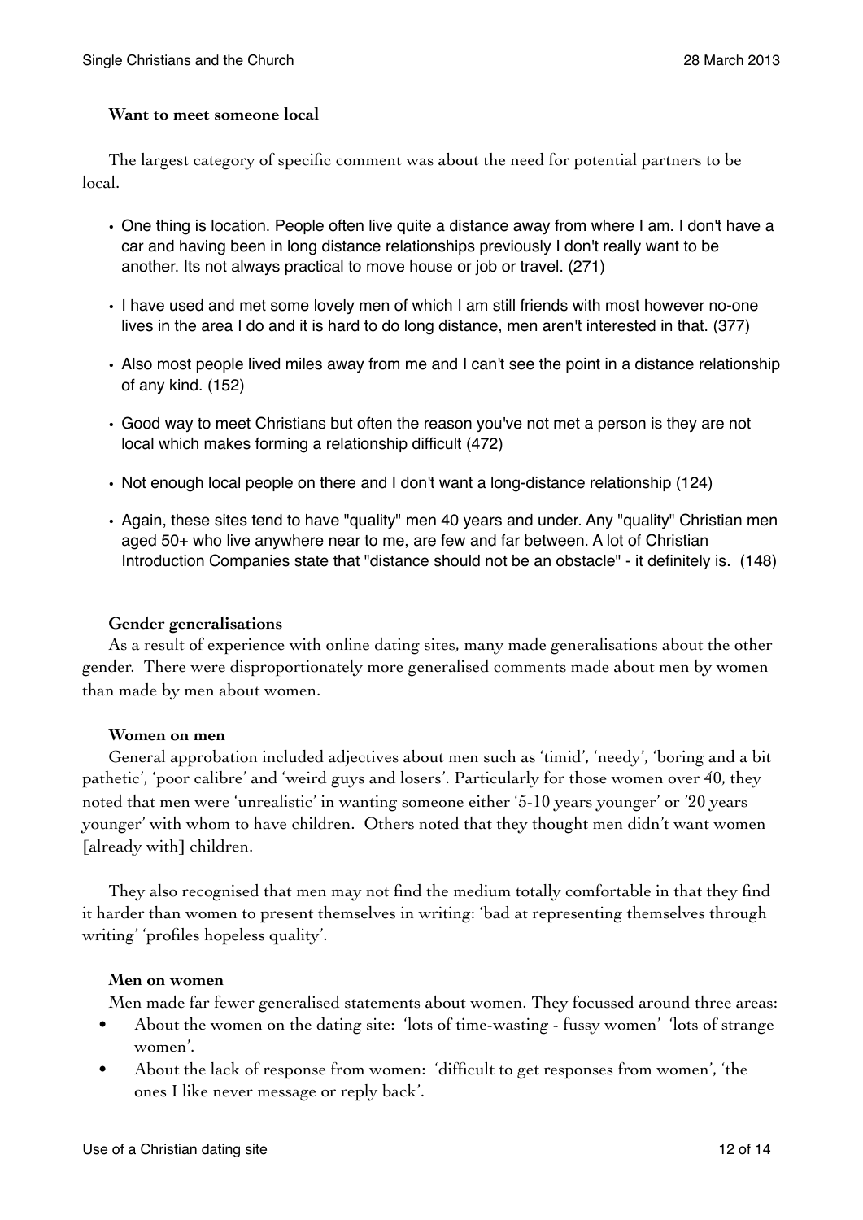**Want to meet someone local**

The largest category of specific comment was about the need for potential partners to be local.

- One thing is location. People often live quite a distance away from where I am. I don't have a car and having been in long distance relationships previously I don't really want to be another. Its not always practical to move house or job or travel. (271)
- I have used and met some lovely men of which I am still friends with most however no-one lives in the area I do and it is hard to do long distance, men aren't interested in that. (377)
- Also most people lived miles away from me and I can't see the point in a distance relationship of any kind. (152)
- Good way to meet Christians but often the reason you've not met a person is they are not local which makes forming a relationship difficult (472)
- Not enough local people on there and I don't want a long-distance relationship (124)
- Again, these sites tend to have "quality" men 40 years and under. Any "quality" Christian men aged 50+ who live anywhere near to me, are few and far between. A lot of Christian Introduction Companies state that "distance should not be an obstacle" - it definitely is. (148)

**Gender generalisations**

As a result of experience with online dating sites, many made generalisations about the other gender. There were disproportionately more generalised comments made about men by women than made by men about women.

**Women on men**

General approbation included adjectives about men such as 'timid', 'needy', 'boring and a bit pathetic', 'poor calibre' and 'weird guys and losers'. Particularly for those women over 40, they noted that men were 'unrealistic' in wanting someone either '5-10 years younger' or '20 years younger' with whom to have children. Others noted that they thought men didn't want women [already with] children.

They also recognised that men may not find the medium totally comfortable in that they find it harder than women to present themselves in writing: 'bad at representing themselves through writing' 'profiles hopeless quality'.

**Men on women**

Men made far fewer generalised statements about women. They focussed around three areas:

- About the women on the dating site: 'lots of time-wasting - fussy women' 'lots of strange women'.
- About the lack of response from women: 'difficult to get responses from women', 'the ones I like never message or reply back'.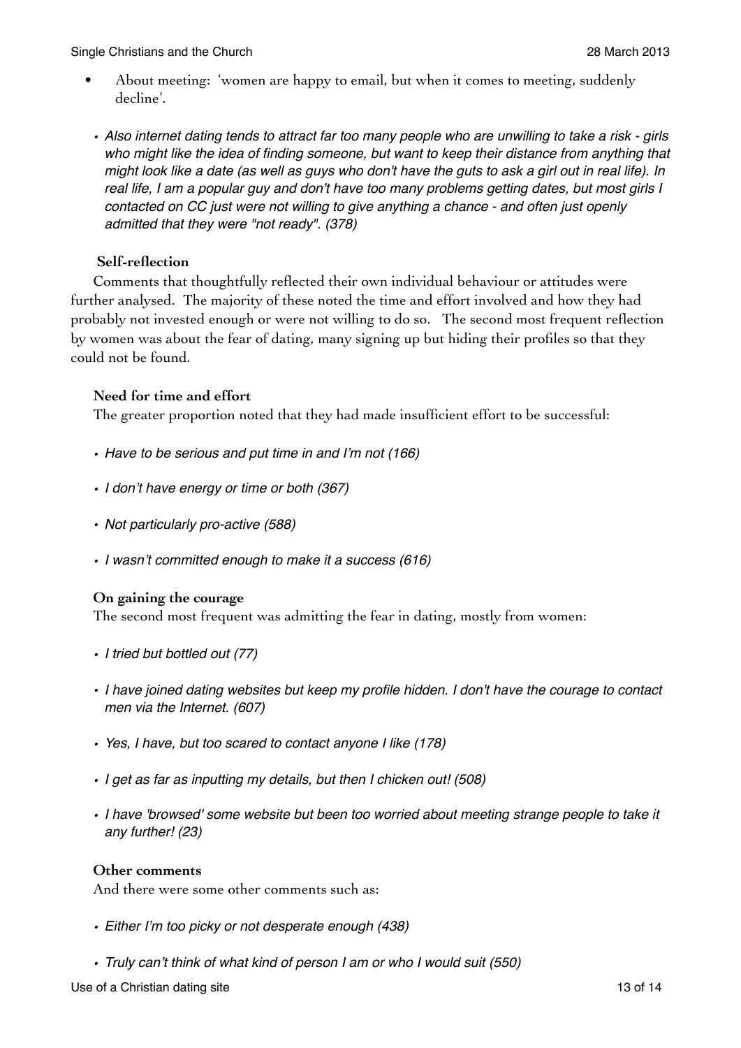- About meeting: 'women are happy to email, but when it comes to meeting, suddenly decline'.

  - *Also internet dating tends to attract far too many people who are unwilling to take a risk - girls who might like the idea of finding someone, but want to keep their distance from anything that might look like a date (as well as guys who don't have the guts to ask a girl out in real life). In real life, I am a popular guy and don't have too many problems getting dates, but most girls I contacted on CC just were not willing to give anything a chance - and often just openly admitted that they were "not ready". (378)*

### Self-reflection

Comments that thoughtfully reflected their own individual behaviour or attitudes were further analysed. The majority of these noted the time and effort involved and how they had probably not invested enough or were not willing to do so. The second most frequent reflection by women was about the fear of dating, many signing up but hiding their profiles so that they could not be found.

#### Need for time and effort

The greater proportion noted that they had made insufficient effort to be successful:

- *Have to be serious and put time in and I'm not (166)*
- *I don't have energy or time or both (367)*
- *Not particularly pro-active (588)*
- *I wasn't committed enough to make it a success (616)*

#### On gaining the courage

The second most frequent was admitting the fear in dating, mostly from women:

- *I tried but bottled out (77)*
- *I have joined dating websites but keep my profile hidden. I don't have the courage to contact men via the Internet. (607)*
- *Yes, I have, but too scared to contact anyone I like (178)*
- *I get as far as inputting my details, but then I chicken out! (508)*
- *I have 'browsed' some website but been too worried about meeting strange people to take it any further! (23)*

#### Other comments

And there were some other comments such as:

- *Either I'm too picky or not desperate enough (438)*
- *Truly can't think of what kind of person I am or who I would suit (550)*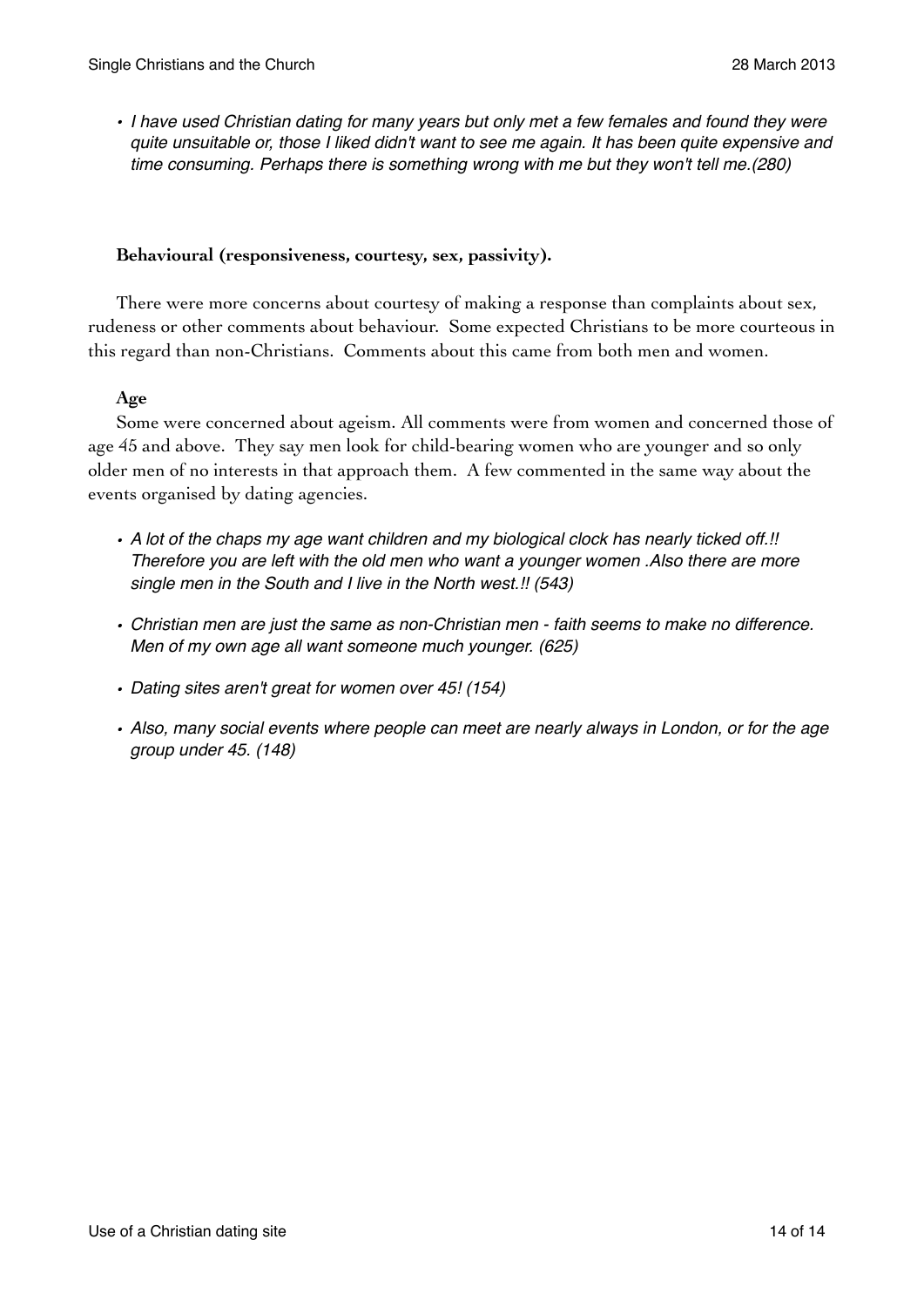- *I have used Christian dating for many years but only met a few females and found they were quite unsuitable or, those I liked didn't want to see me again. It has been quite expensive and time consuming. Perhaps there is something wrong with me but they won't tell me.(280)*

**Behavioural (responsiveness, courtesy, sex, passivity).**

There were more concerns about courtesy of making a response than complaints about sex, rudeness or other comments about behaviour. Some expected Christians to be more courteous in this regard than non-Christians. Comments about this came from both men and women.

**Age**

Some were concerned about ageism. All comments were from women and concerned those of age 45 and above. They say men look for child-bearing women who are younger and so only older men of no interests in that approach them. A few commented in the same way about the events organised by dating agencies.

- *A lot of the chaps my age want children and my biological clock has nearly ticked off.!! Therefore you are left with the old men who want a younger women .Also there are more single men in the South and I live in the North west.!! (543)*
- *Christian men are just the same as non-Christian men - faith seems to make no difference. Men of my own age all want someone much younger. (625)*
- *Dating sites aren't great for women over 45! (154)*
- *Also, many social events where people can meet are nearly always in London, or for the age group under 45. (148)*